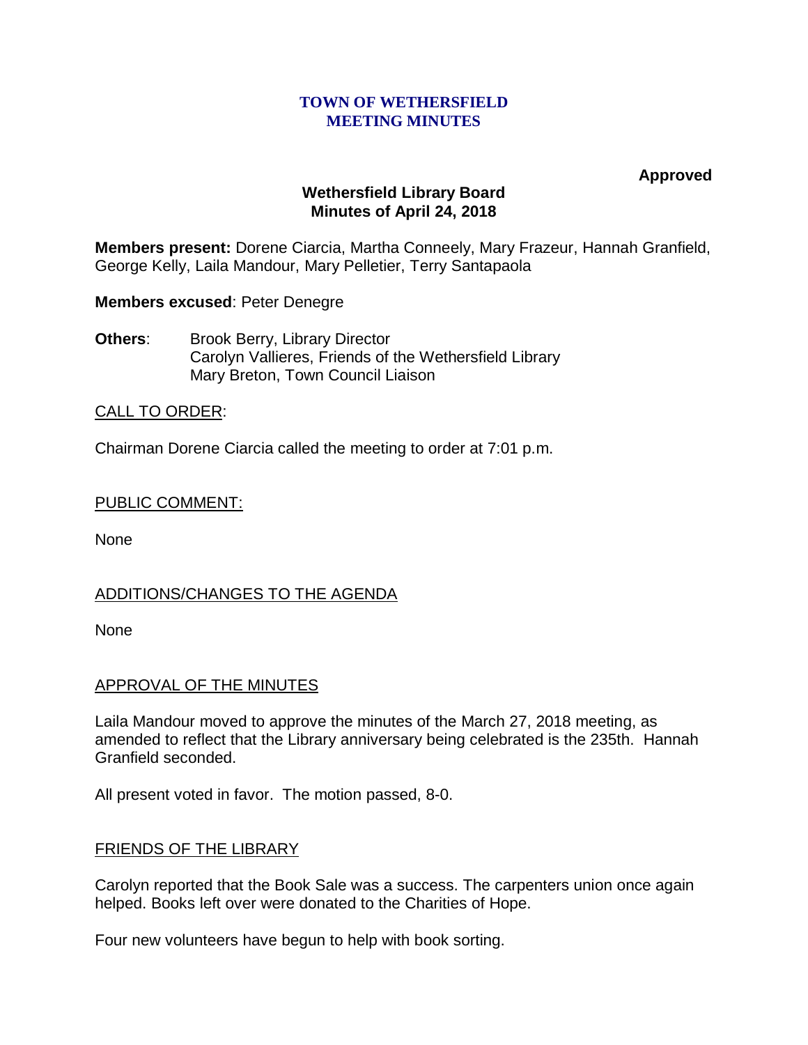# TOWN OF WETHERSFIELD
# MEETING MINUTES

**Approved**

## Wethersfield Library Board
## Minutes of April 24, 2018

**Members present:** Dorene Ciarcia, Martha Conneely, Mary Frazeur, Hannah Granfield, George Kelly, Laila Mandour, Mary Pelletier, Terry Santapaola

**Members excused**: Peter Denegre

**Others**: Brook Berry, Library Director
Carolyn Vallieres, Friends of the Wethersfield Library
Mary Breton, Town Council Liaison

CALL TO ORDER:

Chairman Dorene Ciarcia called the meeting to order at 7:01 p.m.

PUBLIC COMMENT:

None

ADDITIONS/CHANGES TO THE AGENDA

None

APPROVAL OF THE MINUTES

Laila Mandour moved to approve the minutes of the March 27, 2018 meeting, as amended to reflect that the Library anniversary being celebrated is the 235th. Hannah Granfield seconded.

All present voted in favor. The motion passed, 8-0.

FRIENDS OF THE LIBRARY

Carolyn reported that the Book Sale was a success. The carpenters union once again helped. Books left over were donated to the Charities of Hope.

Four new volunteers have begun to help with book sorting.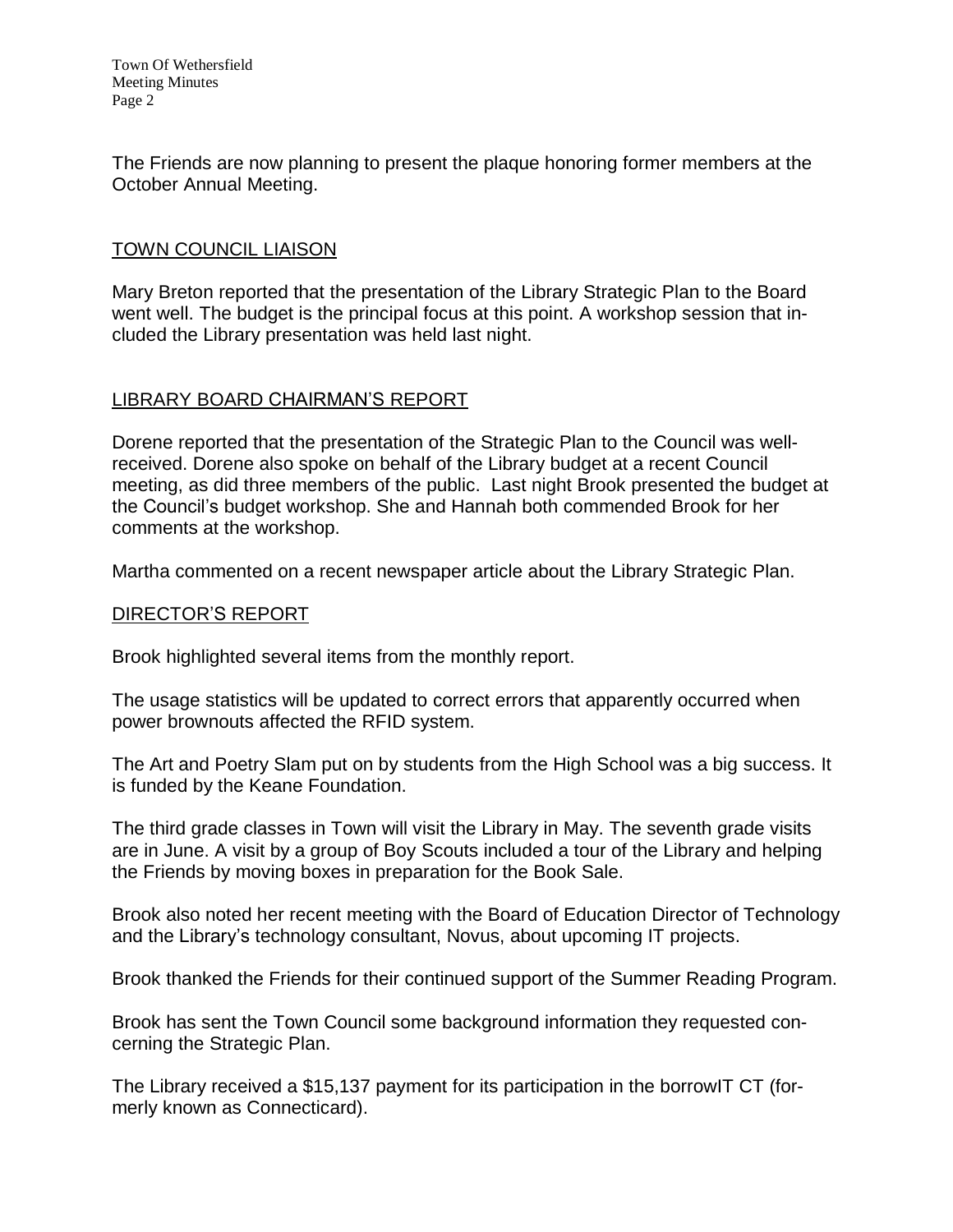The Friends are now planning to present the plaque honoring former members at the October Annual Meeting.

## TOWN COUNCIL LIAISON

Mary Breton reported that the presentation of the Library Strategic Plan to the Board went well. The budget is the principal focus at this point. A workshop session that included the Library presentation was held last night.

## LIBRARY BOARD CHAIRMAN'S REPORT

Dorene reported that the presentation of the Strategic Plan to the Council was well-received. Dorene also spoke on behalf of the Library budget at a recent Council meeting, as did three members of the public. Last night Brook presented the budget at the Council's budget workshop. She and Hannah both commended Brook for her comments at the workshop.

Martha commented on a recent newspaper article about the Library Strategic Plan.

## DIRECTOR'S REPORT

Brook highlighted several items from the monthly report.

The usage statistics will be updated to correct errors that apparently occurred when power brownouts affected the RFID system.

The Art and Poetry Slam put on by students from the High School was a big success. It is funded by the Keane Foundation.

The third grade classes in Town will visit the Library in May. The seventh grade visits are in June. A visit by a group of Boy Scouts included a tour of the Library and helping the Friends by moving boxes in preparation for the Book Sale.

Brook also noted her recent meeting with the Board of Education Director of Technology and the Library's technology consultant, Novus, about upcoming IT projects.

Brook thanked the Friends for their continued support of the Summer Reading Program.

Brook has sent the Town Council some background information they requested concerning the Strategic Plan.

The Library received a $15,137 payment for its participation in the borrowIT CT (formerly known as Connecticard).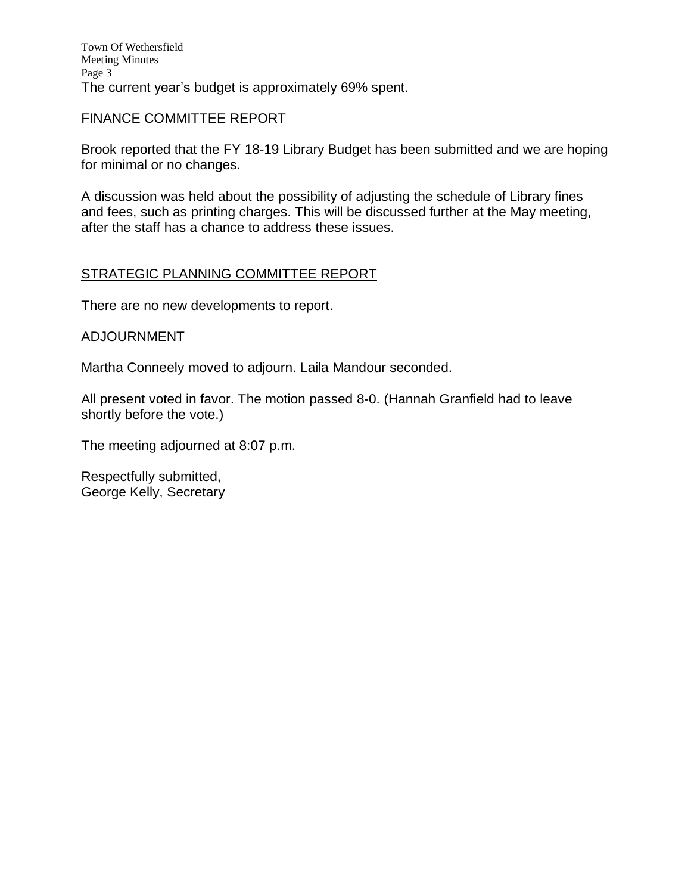The current year's budget is approximately 69% spent.

## FINANCE COMMITTEE REPORT

Brook reported that the FY 18-19 Library Budget has been submitted and we are hoping for minimal or no changes.

A discussion was held about the possibility of adjusting the schedule of Library fines and fees, such as printing charges. This will be discussed further at the May meeting, after the staff has a chance to address these issues.

## STRATEGIC PLANNING COMMITTEE REPORT

There are no new developments to report.

## ADJOURNMENT

Martha Conneely moved to adjourn. Laila Mandour seconded.

All present voted in favor. The motion passed 8-0. (Hannah Granfield had to leave shortly before the vote.)

The meeting adjourned at 8:07 p.m.

Respectfully submitted,
George Kelly, Secretary